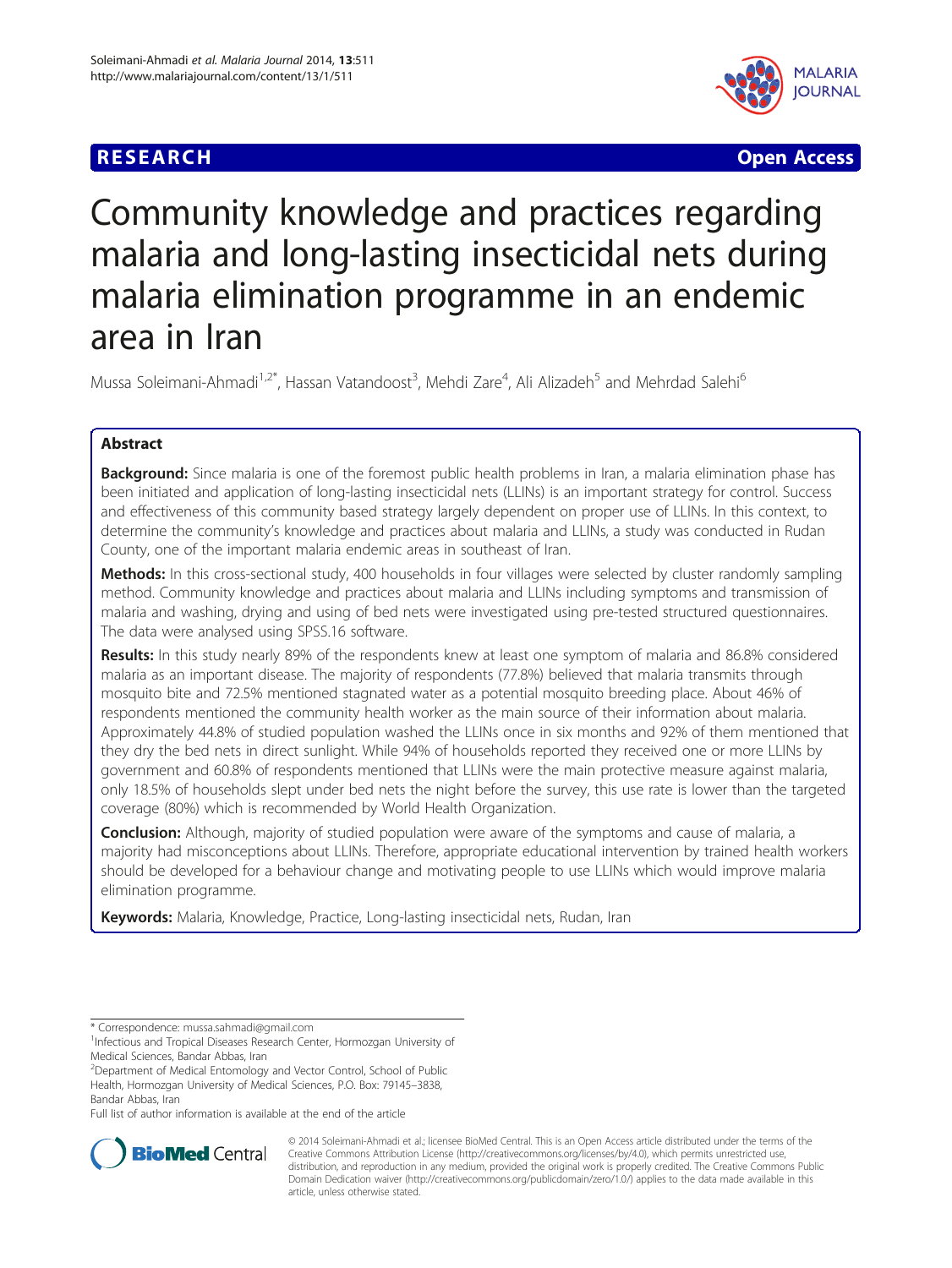RESEARCH Open Access

# Community knowledge and practices regarding malaria and long-lasting insecticidal nets during malaria elimination programme in an endemic area in Iran

Mussa Soleimani-Ahmadi[1,2*], Hassan Vatandoost[3], Mehdi Zare[4], Ali Alizadeh[5] and Mehrdad Salehi[6]

## Abstract

**Background:** Since malaria is one of the foremost public health problems in Iran, a malaria elimination phase has been initiated and application of long-lasting insecticidal nets (LLINs) is an important strategy for control. Success and effectiveness of this community based strategy largely dependent on proper use of LLINs. In this context, to determine the community's knowledge and practices about malaria and LLINs, a study was conducted in Rudan County, one of the important malaria endemic areas in southeast of Iran.

**Methods:** In this cross-sectional study, 400 households in four villages were selected by cluster randomly sampling method. Community knowledge and practices about malaria and LLINs including symptoms and transmission of malaria and washing, drying and using of bed nets were investigated using pre-tested structured questionnaires. The data were analysed using SPSS.16 software.

**Results:** In this study nearly 89% of the respondents knew at least one symptom of malaria and 86.8% considered malaria as an important disease. The majority of respondents (77.8%) believed that malaria transmits through mosquito bite and 72.5% mentioned stagnated water as a potential mosquito breeding place. About 46% of respondents mentioned the community health worker as the main source of their information about malaria. Approximately 44.8% of studied population washed the LLINs once in six months and 92% of them mentioned that they dry the bed nets in direct sunlight. While 94% of households reported they received one or more LLINs by government and 60.8% of respondents mentioned that LLINs were the main protective measure against malaria, only 18.5% of households slept under bed nets the night before the survey, this use rate is lower than the targeted coverage (80%) which is recommended by World Health Organization.

**Conclusion:** Although, majority of studied population were aware of the symptoms and cause of malaria, a majority had misconceptions about LLINs. Therefore, appropriate educational intervention by trained health workers should be developed for a behaviour change and motivating people to use LLINs which would improve malaria elimination programme.

**Keywords:** Malaria, Knowledge, Practice, Long-lasting insecticidal nets, Rudan, Iran

---

\* Correspondence: mussa.sahmadi@gmail.com

[1]Infectious and Tropical Diseases Research Center, Hormozgan University of Medical Sciences, Bandar Abbas, Iran

[2]Department of Medical Entomology and Vector Control, School of Public Health, Hormozgan University of Medical Sciences, P.O. Box: 79145–3838, Bandar Abbas, Iran

Full list of author information is available at the end of the article

© 2014 Soleimani-Ahmadi et al.; licensee BioMed Central. This is an Open Access article distributed under the terms of the Creative Commons Attribution License (http://creativecommons.org/licenses/by/4.0), which permits unrestricted use, distribution, and reproduction in any medium, provided the original work is properly credited. The Creative Commons Public Domain Dedication waiver (http://creativecommons.org/publicdomain/zero/1.0/) applies to the data made available in this article, unless otherwise stated.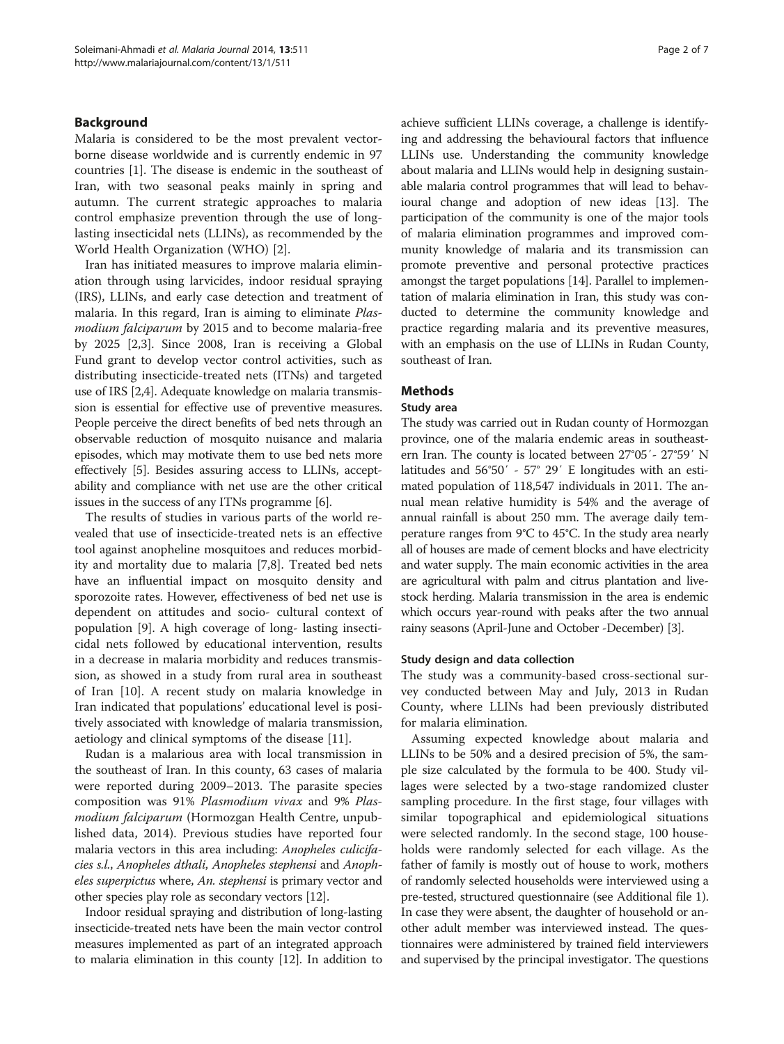## Background

Malaria is considered to be the most prevalent vector-borne disease worldwide and is currently endemic in 97 countries [1]. The disease is endemic in the southeast of Iran, with two seasonal peaks mainly in spring and autumn. The current strategic approaches to malaria control emphasize prevention through the use of long-lasting insecticidal nets (LLINs), as recommended by the World Health Organization (WHO) [2].

Iran has initiated measures to improve malaria elimination through using larvicides, indoor residual spraying (IRS), LLINs, and early case detection and treatment of malaria. In this regard, Iran is aiming to eliminate *Plasmodium falciparum* by 2015 and to become malaria-free by 2025 [2,3]. Since 2008, Iran is receiving a Global Fund grant to develop vector control activities, such as distributing insecticide-treated nets (ITNs) and targeted use of IRS [2,4]. Adequate knowledge on malaria transmission is essential for effective use of preventive measures. People perceive the direct benefits of bed nets through an observable reduction of mosquito nuisance and malaria episodes, which may motivate them to use bed nets more effectively [5]. Besides assuring access to LLINs, acceptability and compliance with net use are the other critical issues in the success of any ITNs programme [6].

The results of studies in various parts of the world revealed that use of insecticide-treated nets is an effective tool against anopheline mosquitoes and reduces morbidity and mortality due to malaria [7,8]. Treated bed nets have an influential impact on mosquito density and sporozoite rates. However, effectiveness of bed net use is dependent on attitudes and socio- cultural context of population [9]. A high coverage of long- lasting insecticidal nets followed by educational intervention, results in a decrease in malaria morbidity and reduces transmission, as showed in a study from rural area in southeast of Iran [10]. A recent study on malaria knowledge in Iran indicated that populations' educational level is positively associated with knowledge of malaria transmission, aetiology and clinical symptoms of the disease [11].

Rudan is a malarious area with local transmission in the southeast of Iran. In this county, 63 cases of malaria were reported during 2009–2013. The parasite species composition was 91% *Plasmodium vivax* and 9% *Plasmodium falciparum* (Hormozgan Health Centre, unpublished data, 2014). Previous studies have reported four malaria vectors in this area including: *Anopheles culicifacies s.l.*, *Anopheles dthali*, *Anopheles stephensi* and *Anopheles superpictus* where, *An. stephensi* is primary vector and other species play role as secondary vectors [12].

Indoor residual spraying and distribution of long-lasting insecticide-treated nets have been the main vector control measures implemented as part of an integrated approach to malaria elimination in this county [12]. In addition to achieve sufficient LLINs coverage, a challenge is identifying and addressing the behavioural factors that influence LLINs use. Understanding the community knowledge about malaria and LLINs would help in designing sustainable malaria control programmes that will lead to behavioural change and adoption of new ideas [13]. The participation of the community is one of the major tools of malaria elimination programmes and improved community knowledge of malaria and its transmission can promote preventive and personal protective practices amongst the target populations [14]. Parallel to implementation of malaria elimination in Iran, this study was conducted to determine the community knowledge and practice regarding malaria and its preventive measures, with an emphasis on the use of LLINs in Rudan County, southeast of Iran.

## Methods

### Study area

The study was carried out in Rudan county of Hormozgan province, one of the malaria endemic areas in southeastern Iran. The county is located between 27°05′- 27°59′ N latitudes and 56°50′ - 57° 29′ E longitudes with an estimated population of 118,547 individuals in 2011. The annual mean relative humidity is 54% and the average of annual rainfall is about 250 mm. The average daily temperature ranges from 9°C to 45°C. In the study area nearly all of houses are made of cement blocks and have electricity and water supply. The main economic activities in the area are agricultural with palm and citrus plantation and livestock herding. Malaria transmission in the area is endemic which occurs year-round with peaks after the two annual rainy seasons (April-June and October -December) [3].

### Study design and data collection

The study was a community-based cross-sectional survey conducted between May and July, 2013 in Rudan County, where LLINs had been previously distributed for malaria elimination.

Assuming expected knowledge about malaria and LLINs to be 50% and a desired precision of 5%, the sample size calculated by the formula to be 400. Study villages were selected by a two-stage randomized cluster sampling procedure. In the first stage, four villages with similar topographical and epidemiological situations were selected randomly. In the second stage, 100 households were randomly selected for each village. As the father of family is mostly out of house to work, mothers of randomly selected households were interviewed using a pre-tested, structured questionnaire (see Additional file 1). In case they were absent, the daughter of household or another adult member was interviewed instead. The questionnaires were administered by trained field interviewers and supervised by the principal investigator. The questions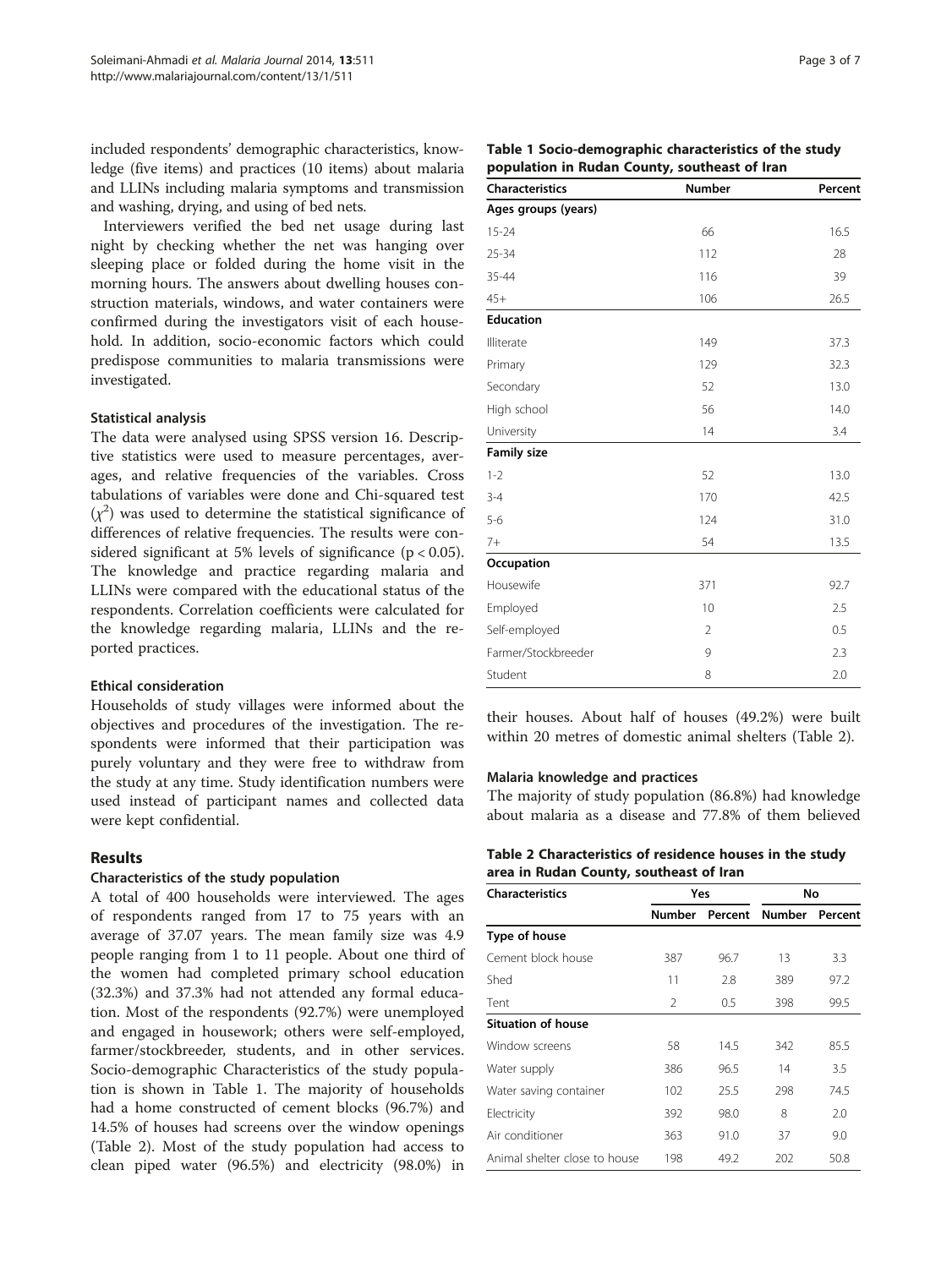included respondents' demographic characteristics, knowledge (five items) and practices (10 items) about malaria and LLINs including malaria symptoms and transmission and washing, drying, and using of bed nets.

Interviewers verified the bed net usage during last night by checking whether the net was hanging over sleeping place or folded during the home visit in the morning hours. The answers about dwelling houses construction materials, windows, and water containers were confirmed during the investigators visit of each household. In addition, socio-economic factors which could predispose communities to malaria transmissions were investigated.

### Statistical analysis

The data were analysed using SPSS version 16. Descriptive statistics were used to measure percentages, averages, and relative frequencies of the variables. Cross tabulations of variables were done and Chi-squared test ($\chi^2$) was used to determine the statistical significance of differences of relative frequencies. The results were considered significant at 5% levels of significance ($p < 0.05$). The knowledge and practice regarding malaria and LLINs were compared with the educational status of the respondents. Correlation coefficients were calculated for the knowledge regarding malaria, LLINs and the reported practices.

### Ethical consideration

Households of study villages were informed about the objectives and procedures of the investigation. The respondents were informed that their participation was purely voluntary and they were free to withdraw from the study at any time. Study identification numbers were used instead of participant names and collected data were kept confidential.

## Results

### Characteristics of the study population

A total of 400 households were interviewed. The ages of respondents ranged from 17 to 75 years with an average of 37.07 years. The mean family size was 4.9 people ranging from 1 to 11 people. About one third of the women had completed primary school education (32.3%) and 37.3% had not attended any formal education. Most of the respondents (92.7%) were unemployed and engaged in housework; others were self-employed, farmer/stockbreeder, students, and in other services. Socio-demographic Characteristics of the study population is shown in Table 1. The majority of households had a home constructed of cement blocks (96.7%) and 14.5% of houses had screens over the window openings (Table 2). Most of the study population had access to clean piped water (96.5%) and electricity (98.0%) in their houses. About half of houses (49.2%) were built within 20 metres of domestic animal shelters (Table 2).

**Table 1 Socio-demographic characteristics of the study population in Rudan County, southeast of Iran**

| Characteristics | Number | Percent |
|---|---|---|
| **Ages groups (years)** | | |
| 15-24 | 66 | 16.5 |
| 25-34 | 112 | 28 |
| 35-44 | 116 | 39 |
| 45+ | 106 | 26.5 |
| **Education** | | |
| Illiterate | 149 | 37.3 |
| Primary | 129 | 32.3 |
| Secondary | 52 | 13.0 |
| High school | 56 | 14.0 |
| University | 14 | 3.4 |
| **Family size** | | |
| 1-2 | 52 | 13.0 |
| 3-4 | 170 | 42.5 |
| 5-6 | 124 | 31.0 |
| 7+ | 54 | 13.5 |
| **Occupation** | | |
| Housewife | 371 | 92.7 |
| Employed | 10 | 2.5 |
| Self-employed | 2 | 0.5 |
| Farmer/Stockbreeder | 9 | 2.3 |
| Student | 8 | 2.0 |

### Malaria knowledge and practices

The majority of study population (86.8%) had knowledge about malaria as a disease and 77.8% of them believed

**Table 2 Characteristics of residence houses in the study area in Rudan County, southeast of Iran**

| Characteristics | Yes | | No | |
|---|---|---|---|---|
| | Number | Percent | Number | Percent |
| **Type of house** | | | | |
| Cement block house | 387 | 96.7 | 13 | 3.3 |
| Shed | 11 | 2.8 | 389 | 97.2 |
| Tent | 2 | 0.5 | 398 | 99.5 |
| **Situation of house** | | | | |
| Window screens | 58 | 14.5 | 342 | 85.5 |
| Water supply | 386 | 96.5 | 14 | 3.5 |
| Water saving container | 102 | 25.5 | 298 | 74.5 |
| Electricity | 392 | 98.0 | 8 | 2.0 |
| Air conditioner | 363 | 91.0 | 37 | 9.0 |
| Animal shelter close to house | 198 | 49.2 | 202 | 50.8 |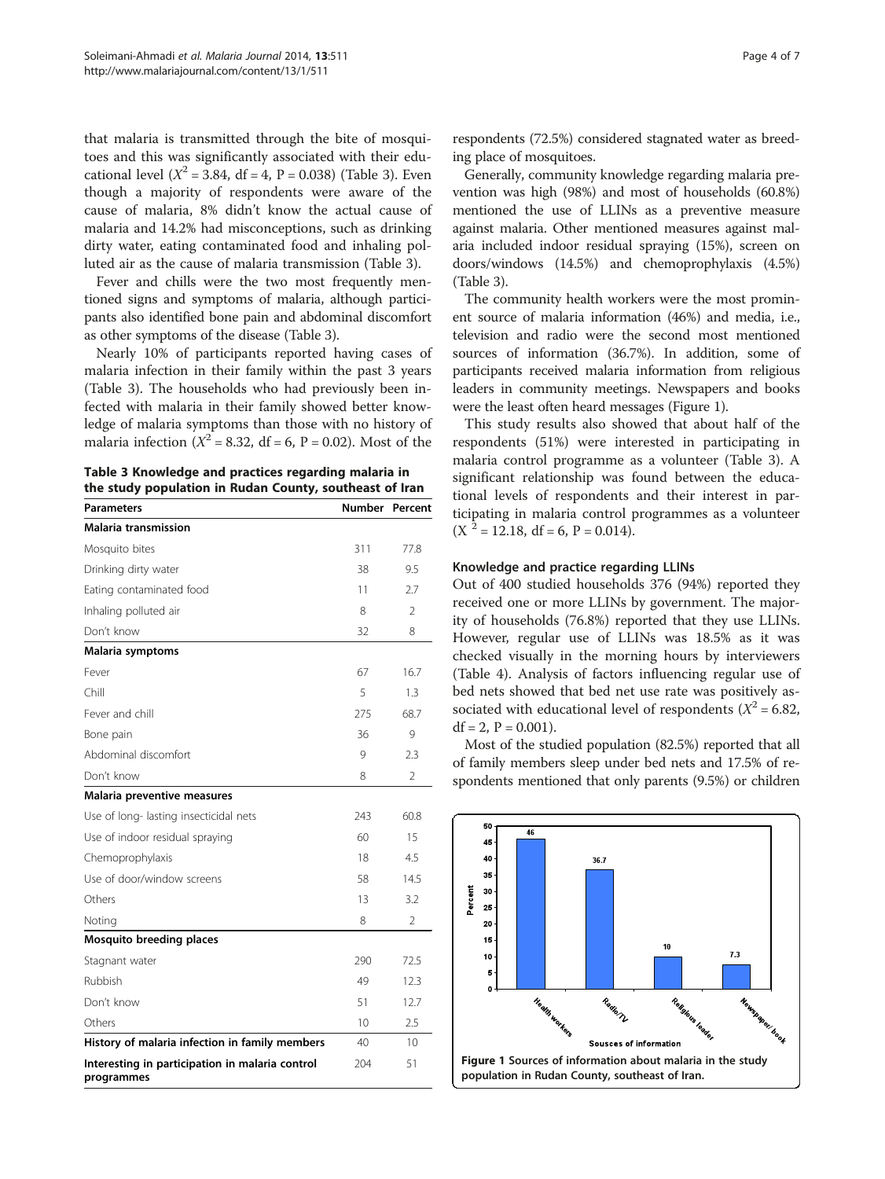that malaria is transmitted through the bite of mosquitoes and this was significantly associated with their educational level ($X^2 = 3.84$, df = 4, P = 0.038) (Table 3). Even though a majority of respondents were aware of the cause of malaria, 8% didn't know the actual cause of malaria and 14.2% had misconceptions, such as drinking dirty water, eating contaminated food and inhaling polluted air as the cause of malaria transmission (Table 3).

Fever and chills were the two most frequently mentioned signs and symptoms of malaria, although participants also identified bone pain and abdominal discomfort as other symptoms of the disease (Table 3).

Nearly 10% of participants reported having cases of malaria infection in their family within the past 3 years (Table 3). The households who had previously been infected with malaria in their family showed better knowledge of malaria symptoms than those with no history of malaria infection ($X^2 = 8.32$, df = 6, P = 0.02). Most of the respondents (72.5%) considered stagnated water as breeding place of mosquitoes.

**Table 3 Knowledge and practices regarding malaria in the study population in Rudan County, southeast of Iran**

| Parameters | Number | Percent |
|---|---|---|
| **Malaria transmission** | | |
| Mosquito bites | 311 | 77.8 |
| Drinking dirty water | 38 | 9.5 |
| Eating contaminated food | 11 | 2.7 |
| Inhaling polluted air | 8 | 2 |
| Don't know | 32 | 8 |
| **Malaria symptoms** | | |
| Fever | 67 | 16.7 |
| Chill | 5 | 1.3 |
| Fever and chill | 275 | 68.7 |
| Bone pain | 36 | 9 |
| Abdominal discomfort | 9 | 2.3 |
| Don't know | 8 | 2 |
| **Malaria preventive measures** | | |
| Use of long- lasting insecticidal nets | 243 | 60.8 |
| Use of indoor residual spraying | 60 | 15 |
| Chemoprophylaxis | 18 | 4.5 |
| Use of door/window screens | 58 | 14.5 |
| Others | 13 | 3.2 |
| Noting | 8 | 2 |
| **Mosquito breeding places** | | |
| Stagnant water | 290 | 72.5 |
| Rubbish | 49 | 12.3 |
| Don't know | 51 | 12.7 |
| Others | 10 | 2.5 |
| **History of malaria infection in family members** | 40 | 10 |
| **Interesting in participation in malaria control programmes** | 204 | 51 |

Generally, community knowledge regarding malaria prevention was high (98%) and most of households (60.8%) mentioned the use of LLINs as a preventive measure against malaria. Other mentioned measures against malaria included indoor residual spraying (15%), screen on doors/windows (14.5%) and chemoprophylaxis (4.5%) (Table 3).

The community health workers were the most prominent source of malaria information (46%) and media, i.e., television and radio were the second most mentioned sources of information (36.7%). In addition, some of participants received malaria information from religious leaders in community meetings. Newspapers and books were the least often heard messages (Figure 1).

This study results also showed that about half of the respondents (51%) were interested in participating in malaria control programme as a volunteer (Table 3). A significant relationship was found between the educational levels of respondents and their interest in participating in malaria control programmes as a volunteer ($X^2 = 12.18$, df = 6, P = 0.014).

### Knowledge and practice regarding LLINs

Out of 400 studied households 376 (94%) reported they received one or more LLINs by government. The majority of households (76.8%) reported that they use LLINs. However, regular use of LLINs was 18.5% as it was checked visually in the morning hours by interviewers (Table 4). Analysis of factors influencing regular use of bed nets showed that bed net use rate was positively associated with educational level of respondents ($X^2 = 6.82$, df = 2, P = 0.001).

Most of the studied population (82.5%) reported that all of family members sleep under bed nets and 17.5% of respondents mentioned that only parents (9.5%) or children

Figure 1 Sources of information about malaria in the study population in Rudan County, southeast of Iran.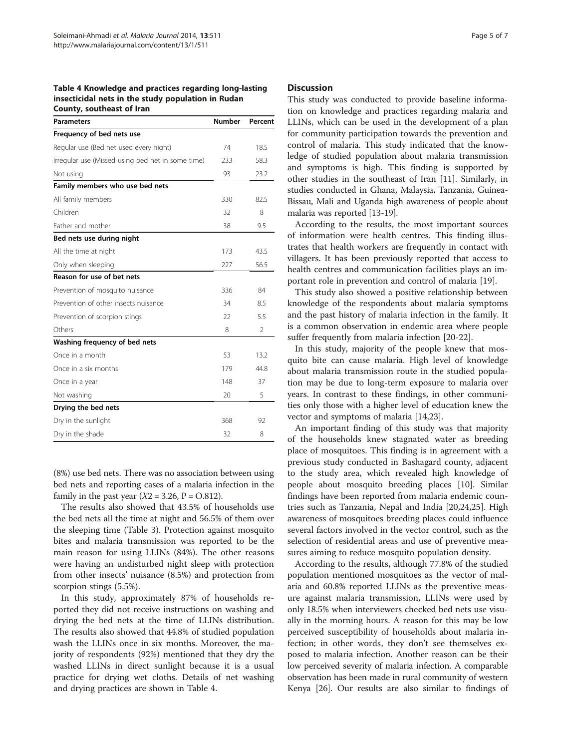**Table 4 Knowledge and practices regarding long-lasting insecticidal nets in the study population in Rudan County, southeast of Iran**

| Parameters | Number | Percent |
|---|---|---|
| **Frequency of bed nets use** | | |
| Regular use (Bed net used every night) | 74 | 18.5 |
| Irregular use (Missed using bed net in some time) | 233 | 58.3 |
| Not using | 93 | 23.2 |
| **Family members who use bed nets** | | |
| All family members | 330 | 82.5 |
| Children | 32 | 8 |
| Father and mother | 38 | 9.5 |
| **Bed nets use during night** | | |
| All the time at night | 173 | 43.5 |
| Only when sleeping | 227 | 56.5 |
| **Reason for use of bet nets** | | |
| Prevention of mosquito nuisance | 336 | 84 |
| Prevention of other insects nuisance | 34 | 8.5 |
| Prevention of scorpion stings | 22 | 5.5 |
| Others | 8 | 2 |
| **Washing frequency of bed nets** | | |
| Once in a month | 53 | 13.2 |
| Once in a six months | 179 | 44.8 |
| Once in a year | 148 | 37 |
| Not washing | 20 | 5 |
| **Drying the bed nets** | | |
| Dry in the sunlight | 368 | 92 |
| Dry in the shade | 32 | 8 |

(8%) use bed nets. There was no association between using bed nets and reporting cases of a malaria infection in the family in the past year ($X2 = 3.26$, $P = O.812$).

The results also showed that 43.5% of households use the bed nets all the time at night and 56.5% of them over the sleeping time (Table 3). Protection against mosquito bites and malaria transmission was reported to be the main reason for using LLINs (84%). The other reasons were having an undisturbed night sleep with protection from other insects' nuisance (8.5%) and protection from scorpion stings (5.5%).

In this study, approximately 87% of households reported they did not receive instructions on washing and drying the bed nets at the time of LLINs distribution. The results also showed that 44.8% of studied population wash the LLINs once in six months. Moreover, the majority of respondents (92%) mentioned that they dry the washed LLINs in direct sunlight because it is a usual practice for drying wet cloths. Details of net washing and drying practices are shown in Table 4.

## Discussion

This study was conducted to provide baseline information on knowledge and practices regarding malaria and LLINs, which can be used in the development of a plan for community participation towards the prevention and control of malaria. This study indicated that the knowledge of studied population about malaria transmission and symptoms is high. This finding is supported by other studies in the southeast of Iran [11]. Similarly, in studies conducted in Ghana, Malaysia, Tanzania, Guinea-Bissau, Mali and Uganda high awareness of people about malaria was reported [13-19].

According to the results, the most important sources of information were health centres. This finding illustrates that health workers are frequently in contact with villagers. It has been previously reported that access to health centres and communication facilities plays an important role in prevention and control of malaria [19].

This study also showed a positive relationship between knowledge of the respondents about malaria symptoms and the past history of malaria infection in the family. It is a common observation in endemic area where people suffer frequently from malaria infection [20-22].

In this study, majority of the people knew that mosquito bite can cause malaria. High level of knowledge about malaria transmission route in the studied population may be due to long-term exposure to malaria over years. In contrast to these findings, in other communities only those with a higher level of education knew the vector and symptoms of malaria [14,23].

An important finding of this study was that majority of the households knew stagnated water as breeding place of mosquitoes. This finding is in agreement with a previous study conducted in Bashagard county, adjacent to the study area, which revealed high knowledge of people about mosquito breeding places [10]. Similar findings have been reported from malaria endemic countries such as Tanzania, Nepal and India [20,24,25]. High awareness of mosquitoes breeding places could influence several factors involved in the vector control, such as the selection of residential areas and use of preventive measures aiming to reduce mosquito population density.

According to the results, although 77.8% of the studied population mentioned mosquitoes as the vector of malaria and 60.8% reported LLINs as the preventive measure against malaria transmission, LLINs were used by only 18.5% when interviewers checked bed nets use visually in the morning hours. A reason for this may be low perceived susceptibility of households about malaria infection; in other words, they don't see themselves exposed to malaria infection. Another reason can be their low perceived severity of malaria infection. A comparable observation has been made in rural community of western Kenya [26]. Our results are also similar to findings of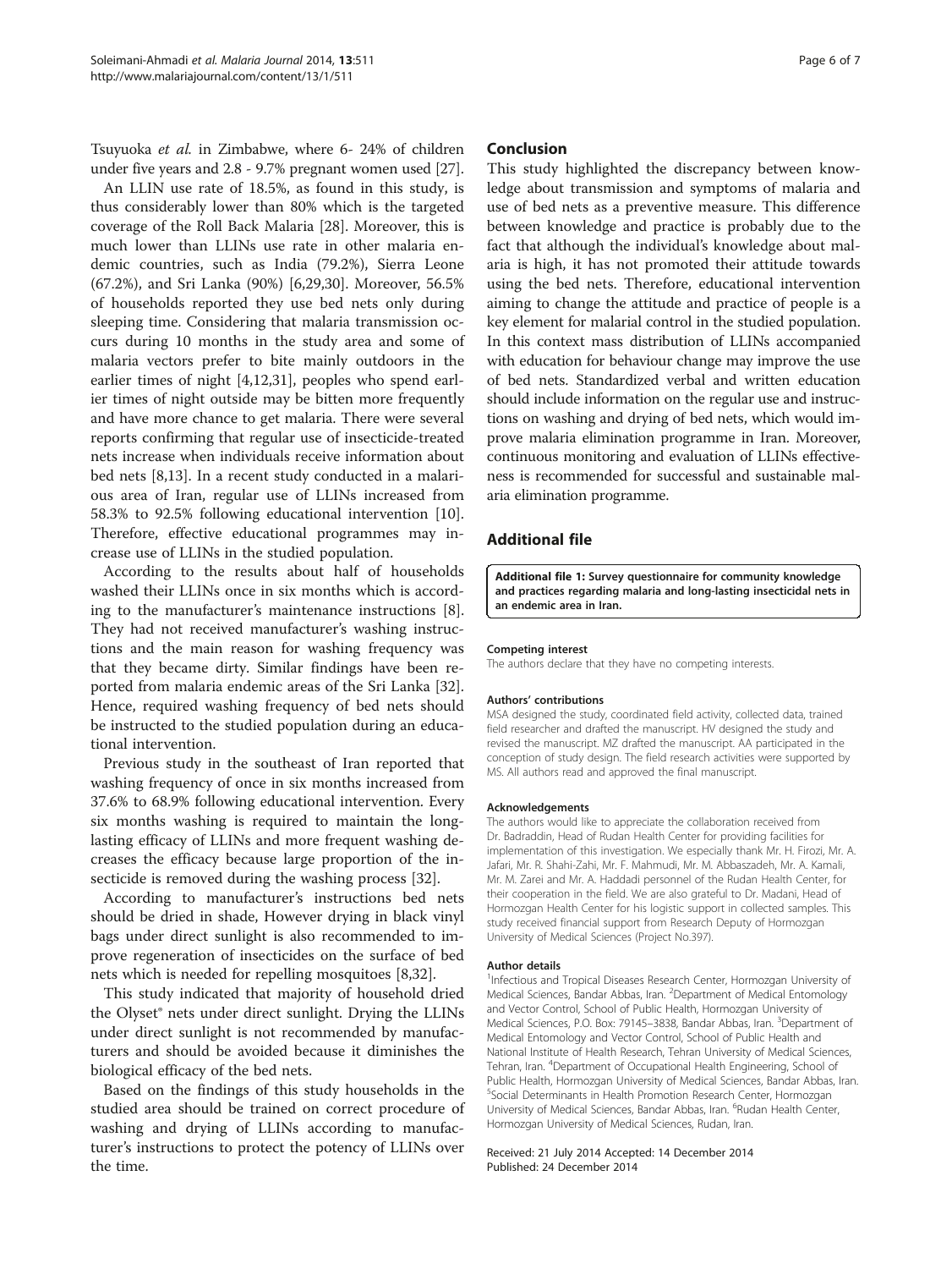Tsuyuoka *et al.* in Zimbabwe, where 6- 24% of children under five years and 2.8 - 9.7% pregnant women used [27].

An LLIN use rate of 18.5%, as found in this study, is thus considerably lower than 80% which is the targeted coverage of the Roll Back Malaria [28]. Moreover, this is much lower than LLINs use rate in other malaria endemic countries, such as India (79.2%), Sierra Leone (67.2%), and Sri Lanka (90%) [6,29,30]. Moreover, 56.5% of households reported they use bed nets only during sleeping time. Considering that malaria transmission occurs during 10 months in the study area and some of malaria vectors prefer to bite mainly outdoors in the earlier times of night [4,12,31], peoples who spend earlier times of night outside may be bitten more frequently and have more chance to get malaria. There were several reports confirming that regular use of insecticide-treated nets increase when individuals receive information about bed nets [8,13]. In a recent study conducted in a malarious area of Iran, regular use of LLINs increased from 58.3% to 92.5% following educational intervention [10]. Therefore, effective educational programmes may increase use of LLINs in the studied population.

According to the results about half of households washed their LLINs once in six months which is according to the manufacturer's maintenance instructions [8]. They had not received manufacturer's washing instructions and the main reason for washing frequency was that they became dirty. Similar findings have been reported from malaria endemic areas of the Sri Lanka [32]. Hence, required washing frequency of bed nets should be instructed to the studied population during an educational intervention.

Previous study in the southeast of Iran reported that washing frequency of once in six months increased from 37.6% to 68.9% following educational intervention. Every six months washing is required to maintain the long-lasting efficacy of LLINs and more frequent washing decreases the efficacy because large proportion of the insecticide is removed during the washing process [32].

According to manufacturer's instructions bed nets should be dried in shade, However drying in black vinyl bags under direct sunlight is also recommended to improve regeneration of insecticides on the surface of bed nets which is needed for repelling mosquitoes [8,32].

This study indicated that majority of household dried the Olyset® nets under direct sunlight. Drying the LLINs under direct sunlight is not recommended by manufacturers and should be avoided because it diminishes the biological efficacy of the bed nets.

Based on the findings of this study households in the studied area should be trained on correct procedure of washing and drying of LLINs according to manufacturer's instructions to protect the potency of LLINs over the time.

## Conclusion

This study highlighted the discrepancy between knowledge about transmission and symptoms of malaria and use of bed nets as a preventive measure. This difference between knowledge and practice is probably due to the fact that although the individual's knowledge about malaria is high, it has not promoted their attitude towards using the bed nets. Therefore, educational intervention aiming to change the attitude and practice of people is a key element for malarial control in the studied population. In this context mass distribution of LLINs accompanied with education for behaviour change may improve the use of bed nets. Standardized verbal and written education should include information on the regular use and instructions on washing and drying of bed nets, which would improve malaria elimination programme in Iran. Moreover, continuous monitoring and evaluation of LLINs effectiveness is recommended for successful and sustainable malaria elimination programme.

## Additional file

**Additional file 1: Survey questionnaire for community knowledge and practices regarding malaria and long-lasting insecticidal nets in an endemic area in Iran.**

#### Competing interest

The authors declare that they have no competing interests.

#### Authors' contributions

MSA designed the study, coordinated field activity, collected data, trained field researcher and drafted the manuscript. HV designed the study and revised the manuscript. MZ drafted the manuscript. AA participated in the conception of study design. The field research activities were supported by MS. All authors read and approved the final manuscript.

#### Acknowledgements

The authors would like to appreciate the collaboration received from Dr. Badraddin, Head of Rudan Health Center for providing facilities for implementation of this investigation. We especially thank Mr. H. Firozi, Mr. A. Jafari, Mr. R. Shahi-Zahi, Mr. F. Mahmudi, Mr. M. Abbaszadeh, Mr. A. Kamali, Mr. M. Zarei and Mr. A. Haddadi personnel of the Rudan Health Center, for their cooperation in the field. We are also grateful to Dr. Madani, Head of Hormozgan Health Center for his logistic support in collected samples. This study received financial support from Research Deputy of Hormozgan University of Medical Sciences (Project No.397).

#### Author details

[1]Infectious and Tropical Diseases Research Center, Hormozgan University of Medical Sciences, Bandar Abbas, Iran. [2]Department of Medical Entomology and Vector Control, School of Public Health, Hormozgan University of Medical Sciences, P.O. Box: 79145–3838, Bandar Abbas, Iran. [3]Department of Medical Entomology and Vector Control, School of Public Health and National Institute of Health Research, Tehran University of Medical Sciences, Tehran, Iran. [4]Department of Occupational Health Engineering, School of Public Health, Hormozgan University of Medical Sciences, Bandar Abbas, Iran. [5]Social Determinants in Health Promotion Research Center, Hormozgan University of Medical Sciences, Bandar Abbas, Iran. [6]Rudan Health Center, Hormozgan University of Medical Sciences, Rudan, Iran.

Received: 21 July 2014 Accepted: 14 December 2014
Published: 24 December 2014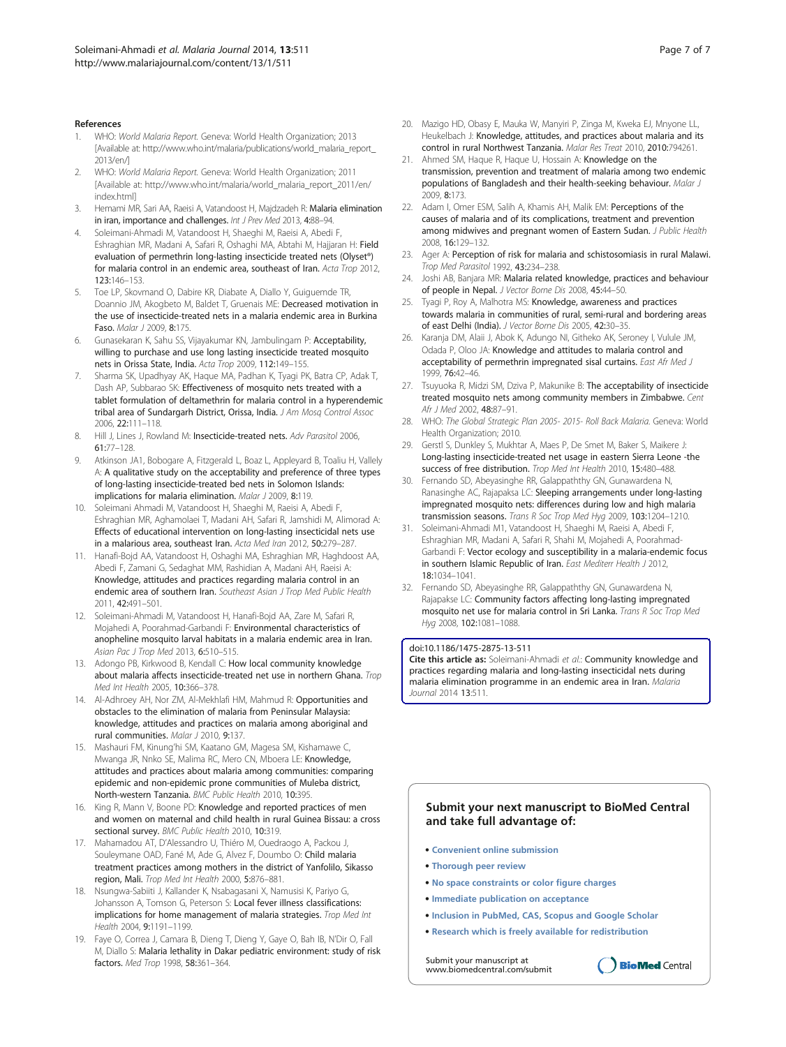## References

1. WHO: *World Malaria Report*. Geneva: World Health Organization; 2013 [Available at: http://www.who.int/malaria/publications/world_malaria_report_2013/en/]
2. WHO: *World Malaria Report*. Geneva: World Health Organization; 2011 [Available at: http://www.who.int/malaria/world_malaria_report_2011/en/index.html]
3. Hemami MR, Sari AA, Raeisi A, Vatandoost H, Majdzadeh R: **Malaria elimination in iran, importance and challenges.** *Int J Prev Med* 2013, **4:**88–94.
4. Soleimani-Ahmadi M, Vatandoost H, Shaeghi M, Raeisi A, Abedi F, Eshraghian MR, Madani A, Safari R, Oshaghi MA, Abtahi M, Hajjaran H: **Field evaluation of permethrin long-lasting insecticide treated nets (Olyset®) for malaria control in an endemic area, southeast of Iran.** *Acta Trop* 2012, **123:**146–153.
5. Toe LP, Skovmand O, Dabire KR, Diabate A, Diallo Y, Guiguemde TR, Doannio JM, Akogbeto M, Baldet T, Gruenais ME: **Decreased motivation in the use of insecticide-treated nets in a malaria endemic area in Burkina Faso.** *Malar J* 2009, **8:**175.
6. Gunasekaran K, Sahu SS, Vijayakumar KN, Jambulingam P: **Acceptability, willing to purchase and use long lasting insecticide treated mosquito nets in Orissa State, India.** *Acta Trop* 2009, **112:**149–155.
7. Sharma SK, Upadhyay AK, Haque MA, Padhan K, Tyagi PK, Batra CP, Adak T, Dash AP, Subbarao SK: **Effectiveness of mosquito nets treated with a tablet formulation of deltamethrin for malaria control in a hyperendemic tribal area of Sundargarh District, Orissa, India.** *J Am Mosq Control Assoc* 2006, **22:**111–118.
8. Hill J, Lines J, Rowland M: **Insecticide-treated nets.** *Adv Parasitol* 2006, **61:**77–128.
9. Atkinson JA1, Bobogare A, Fitzgerald L, Boaz L, Appleyard B, Toaliu H, Vallely A: **A qualitative study on the acceptability and preference of three types of long-lasting insecticide-treated bed nets in Solomon Islands: implications for malaria elimination.** *Malar J* 2009, **8:**119.
10. Soleimani Ahmadi M, Vatandoost H, Shaeghi M, Raeisi A, Abedi F, Eshraghian MR, Aghamolaei T, Madani AH, Safari R, Jamshidi M, Alimorad A: **Effects of educational intervention on long-lasting insecticidal nets use in a malarious area, southeast Iran.** *Acta Med Iran* 2012, **50:**279–287.
11. Hanafi-Bojd AA, Vatandoost H, Oshaghi MA, Eshraghian MR, Haghdoost AA, Abedi F, Zamani G, Sedaghat MM, Rashidian A, Madani AH, Raeisi A: **Knowledge, attitudes and practices regarding malaria control in an endemic area of southern Iran.** *Southeast Asian J Trop Med Public Health* 2011, **42:**491–501.
12. Soleimani-Ahmadi M, Vatandoost H, Hanafi-Bojd AA, Zare M, Safari R, Mojahedi A, Poorahmad-Garbandi F: **Environmental characteristics of anopheline mosquito larval habitats in a malaria endemic area in Iran.** *Asian Pac J Trop Med* 2013, **6:**510–515.
13. Adongo PB, Kirkwood B, Kendall C: **How local community knowledge about malaria affects insecticide-treated net use in northern Ghana.** *Trop Med Int Health* 2005, **10:**366–378.
14. Al-Adhroey AH, Nor ZM, Al-Mekhlafi HM, Mahmud R: **Opportunities and obstacles to the elimination of malaria from Peninsular Malaysia: knowledge, attitudes and practices on malaria among aboriginal and rural communities.** *Malar J* 2010, **9:**137.
15. Mashauri FM, Kinung'hi SM, Kaatano GM, Magesa SM, Kishamawe C, Mwanga JR, Nnko SE, Malima RC, Mero CN, Mboera LE: **Knowledge, attitudes and practices about malaria among communities: comparing epidemic and non-epidemic prone communities of Muleba district, North-western Tanzania.** *BMC Public Health* 2010, **10:**395.
16. King R, Mann V, Boone PD: **Knowledge and reported practices of men and women on maternal and child health in rural Guinea Bissau: a cross sectional survey.** *BMC Public Health* 2010, **10:**319.
17. Mahamadou AT, D'Alessandro U, Thiéro M, Ouedraogo A, Packou J, Souleymane OAD, Fané M, Ade G, Alvez F, Doumbo O: **Child malaria treatment practices among mothers in the district of Yanfolilo, Sikasso region, Mali.** *Trop Med Int Health* 2000, **5:**876–881.
18. Nsungwa-Sabiiti J, Kallander K, Nsabagasani X, Namusisi K, Pariyo G, Johansson A, Tomson G, Peterson S: **Local fever illness classifications: implications for home management of malaria strategies.** *Trop Med Int Health* 2004, **9:**1191–1199.
19. Faye O, Correa J, Camara B, Dieng T, Dieng Y, Gaye O, Bah IB, N'Dir O, Fall M, Diallo S: **Malaria lethality in Dakar pediatric environment: study of risk factors.** *Med Trop* 1998, **58:**361–364.
20. Mazigo HD, Obasy E, Mauka W, Manyiri P, Zinga M, Kweka EJ, Mnyone LL, Heukelbach J: **Knowledge, attitudes, and practices about malaria and its control in rural Northwest Tanzania.** *Malar Res Treat* 2010, **2010:**794261.
21. Ahmed SM, Haque R, Haque U, Hossain A: **Knowledge on the transmission, prevention and treatment of malaria among two endemic populations of Bangladesh and their health-seeking behaviour.** *Malar J* 2009, **8:**173.
22. Adam I, Omer ESM, Salih A, Khamis AH, Malik EM: **Perceptions of the causes of malaria and of its complications, treatment and prevention among midwives and pregnant women of Eastern Sudan.** *J Public Health* 2008, **16:**129–132.
23. Ager A: **Perception of risk for malaria and schistosomiasis in rural Malawi.** *Trop Med Parasitol* 1992, **43:**234–238.
24. Joshi AB, Banjara MR: **Malaria related knowledge, practices and behaviour of people in Nepal.** *J Vector Borne Dis* 2008, **45:**44–50.
25. Tyagi P, Roy A, Malhotra MS: **Knowledge, awareness and practices towards malaria in communities of rural, semi-rural and bordering areas of east Delhi (India).** *J Vector Borne Dis* 2005, **42:**30–35.
26. Karanja DM, Alaii J, Abok K, Adungo NI, Githeko AK, Seroney I, Vulule JM, Odada P, Oloo JA: **Knowledge and attitudes to malaria control and acceptability of permethrin impregnated sisal curtains.** *East Afr Med J* 1999, **76:**42–46.
27. Tsuyuoka R, Midzi SM, Dziva P, Makunike B: **The acceptability of insecticide treated mosquito nets among community members in Zimbabwe.** *Cent Afr J Med* 2002, **48:**87–91.
28. WHO: *The Global Strategic Plan 2005- 2015- Roll Back Malaria*. Geneva: World Health Organization; 2010.
29. Gerstl S, Dunkley S, Mukhtar A, Maes P, De Smet M, Baker S, Maikere J: **Long-lasting insecticide-treated net usage in eastern Sierra Leone -the success of free distribution.** *Trop Med Int Health* 2010, **15:**480–488.
30. Fernando SD, Abeyasinghe RR, Galappaththy GN, Gunawardena N, Ranasinghe AC, Rajapaksa LC: **Sleeping arrangements under long-lasting impregnated mosquito nets: differences during low and high malaria transmission seasons.** *Trans R Soc Trop Med Hyg* 2009, **103:**1204–1210.
31. Soleimani-Ahmadi M1, Vatandoost H, Shaeghi M, Raeisi A, Abedi F, Eshraghian MR, Madani A, Safari R, Shahi M, Mojahedi A, Poorahmad-Garbandi F: **Vector ecology and susceptibility in a malaria-endemic focus in southern Islamic Republic of Iran.** *East Mediterr Health J* 2012, **18:**1034–1041.
32. Fernando SD, Abeyasinghe RR, Galappaththy GN, Gunawardena N, Rajapakse LC: **Community factors affecting long-lasting impregnated mosquito net use for malaria control in Sri Lanka.** *Trans R Soc Trop Med Hyg* 2008, **102:**1081–1088.

doi:10.1186/1475-2875-13-511

**Cite this article as:** Soleimani-Ahmadi *et al.*: Community knowledge and practices regarding malaria and long-lasting insecticidal nets during malaria elimination programme in an endemic area in Iran. *Malaria Journal* 2014 **13**:511.

**Submit your next manuscript to BioMed Central and take full advantage of:**

- Convenient online submission
- Thorough peer review
- No space constraints or color figure charges
- Immediate publication on acceptance
- Inclusion in PubMed, CAS, Scopus and Google Scholar
- Research which is freely available for redistribution

Submit your manuscript at www.biomedcentral.com/submit